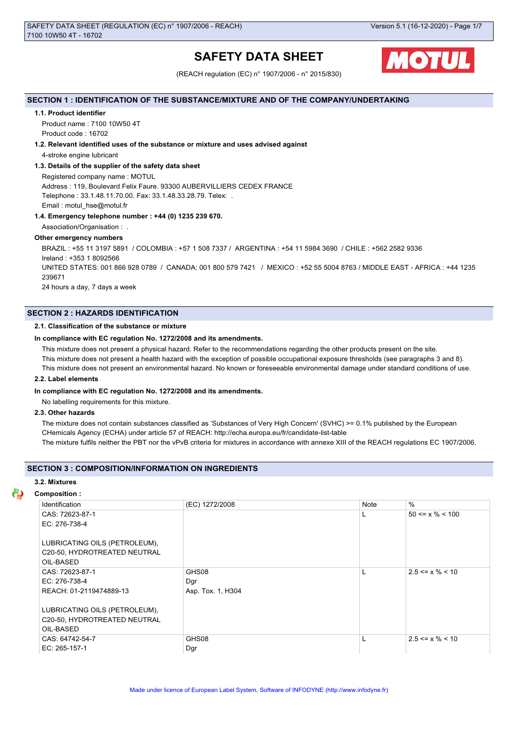# SAFETY DATA SHEET

(REACH regulation (EC) n° 1907/2006 - n° 2015/830)

## SECTION 1 : IDENTIFICATION OF THE SUBSTANCE/MIXTURE AND OF THE COMPANY/UNDERTAKING

### 1.1. Product identifier

Product name : 7100 10W50 4T

Product code : 16702

### 1.2. Relevant identified uses of the substance or mixture and uses advised against

4-stroke engine lubricant

### 1.3. Details of the supplier of the safety data sheet

Registered company name : MOTUL

Address : 119, Boulevard Felix Faure. 93300 AUBERVILLIERS CEDEX FRANCE

Telephone : 33.1.48.11.70.00. Fax: 33.1.48.33.28.79. Telex: .

Email : motul_hse@motul.fr

### 1.4. Emergency telephone number : +44 (0) 1235 239 670.

Association/Organisation : .

**Other emergency numbers**

BRAZIL : +55 11 3197 5891 / COLOMBIA : +57 1 508 7337 / ARGENTINA : +54 11 5984 3690 / CHILE : +562 2582 9336

Ireland : +353 1 8092566

UNITED STATES: 001 866 928 0789 / CANADA: 001 800 579 7421 / MEXICO : +52 55 5004 8763 / MIDDLE EAST - AFRICA : +44 1235 239671

24 hours a day, 7 days a week

## SECTION 2 : HAZARDS IDENTIFICATION

### 2.1. Classification of the substance or mixture

**In compliance with EC regulation No. 1272/2008 and its amendments.**

This mixture does not present a physical hazard. Refer to the recommendations regarding the other products present on the site.

This mixture does not present a health hazard with the exception of possible occupational exposure thresholds (see paragraphs 3 and 8).

This mixture does not present an environmental hazard. No known or foreseeable environmental damage under standard conditions of use.

### 2.2. Label elements

**In compliance with EC regulation No. 1272/2008 and its amendments.**

No labelling requirements for this mixture.

### 2.3. Other hazards

The mixture does not contain substances classified as 'Substances of Very High Concern' (SVHC) >= 0.1% published by the European CHemicals Agency (ECHA) under article 57 of REACH: http://echa.europa.eu/fr/candidate-list-table

The mixture fulfils neither the PBT nor the vPvB criteria for mixtures in accordance with annexe XIII of the REACH regulations EC 1907/2006.

## SECTION 3 : COMPOSITION/INFORMATION ON INGREDIENTS

### 3.2. Mixtures

**Composition :**

| Identification | (EC) 1272/2008 | Note | % |
|---|---|---|---|
| CAS: 72623-87-1<br>EC: 276-738-4<br><br>LUBRICATING OILS (PETROLEUM), C20-50, HYDROTREATED NEUTRAL OIL-BASED | | L | 50 <= x % < 100 |
| CAS: 72623-87-1<br>EC: 276-738-4<br>REACH: 01-2119474889-13<br><br>LUBRICATING OILS (PETROLEUM), C20-50, HYDROTREATED NEUTRAL OIL-BASED | GHS08<br>Dgr<br>Asp. Tox. 1, H304 | L | 2.5 <= x % < 10 |
| CAS: 64742-54-7<br>EC: 265-157-1 | GHS08<br>Dgr | L | 2.5 <= x % < 10 |

Made under licence of European Label System, Software of INFODYNE (http://www.infodyne.fr)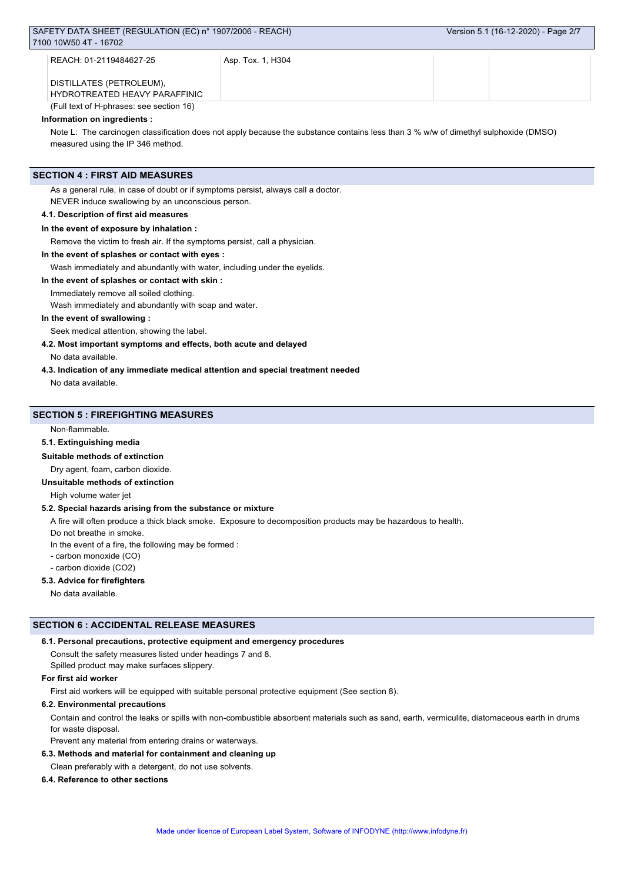| | | | |
|---|---|---|---|
| REACH: 01-2119484627-25<br><br>DISTILLATES (PETROLEUM), HYDROTREATED HEAVY PARAFFINIC | Asp. Tox. 1, H304 | | |

(Full text of H-phrases: see section 16)

**Information on ingredients :**

Note L: The carcinogen classification does not apply because the substance contains less than 3 % w/w of dimethyl sulphoxide (DMSO) measured using the IP 346 method.

## SECTION 4 : FIRST AID MEASURES

As a general rule, in case of doubt or if symptoms persist, always call a doctor.
NEVER induce swallowing by an unconscious person.

### 4.1. Description of first aid measures

**In the event of exposure by inhalation :**

Remove the victim to fresh air. If the symptoms persist, call a physician.

**In the event of splashes or contact with eyes :**

Wash immediately and abundantly with water, including under the eyelids.

**In the event of splashes or contact with skin :**

Immediately remove all soiled clothing.
Wash immediately and abundantly with soap and water.

**In the event of swallowing :**

Seek medical attention, showing the label.

### 4.2. Most important symptoms and effects, both acute and delayed

No data available.

### 4.3. Indication of any immediate medical attention and special treatment needed

No data available.

## SECTION 5 : FIREFIGHTING MEASURES

Non-flammable.

### 5.1. Extinguishing media

**Suitable methods of extinction**

Dry agent, foam, carbon dioxide.

**Unsuitable methods of extinction**

High volume water jet

### 5.2. Special hazards arising from the substance or mixture

A fire will often produce a thick black smoke. Exposure to decomposition products may be hazardous to health.
Do not breathe in smoke.
In the event of a fire, the following may be formed :
- carbon monoxide (CO)
- carbon dioxide ($CO_2$)

### 5.3. Advice for firefighters

No data available.

## SECTION 6 : ACCIDENTAL RELEASE MEASURES

### 6.1. Personal precautions, protective equipment and emergency procedures

Consult the safety measures listed under headings 7 and 8.
Spilled product may make surfaces slippery.

**For first aid worker**

First aid workers will be equipped with suitable personal protective equipment (See section 8).

### 6.2. Environmental precautions

Contain and control the leaks or spills with non-combustible absorbent materials such as sand, earth, vermiculite, diatomaceous earth in drums for waste disposal.
Prevent any material from entering drains or waterways.

### 6.3. Methods and material for containment and cleaning up

Clean preferably with a detergent, do not use solvents.

### 6.4. Reference to other sections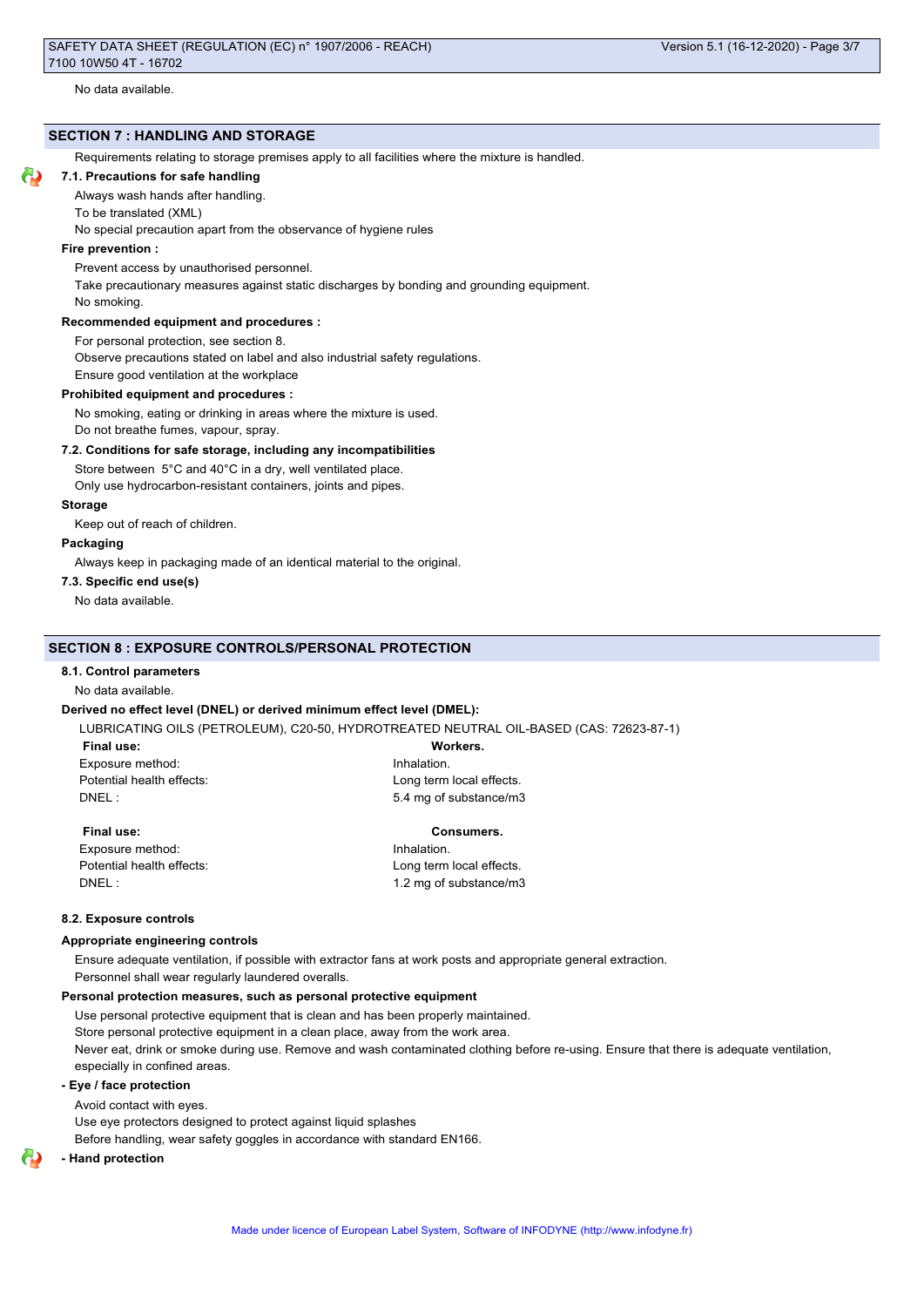No data available.

## SECTION 7 : HANDLING AND STORAGE

Requirements relating to storage premises apply to all facilities where the mixture is handled.

### 7.1. Precautions for safe handling

Always wash hands after handling.

To be translated (XML)

No special precaution apart from the observance of hygiene rules

**Fire prevention :**

Prevent access by unauthorised personnel.

Take precautionary measures against static discharges by bonding and grounding equipment.

No smoking.

**Recommended equipment and procedures :**

For personal protection, see section 8.

Observe precautions stated on label and also industrial safety regulations.

Ensure good ventilation at the workplace

**Prohibited equipment and procedures :**

No smoking, eating or drinking in areas where the mixture is used.

Do not breathe fumes, vapour, spray.

### 7.2. Conditions for safe storage, including any incompatibilities

Store between 5°C and 40°C in a dry, well ventilated place.

Only use hydrocarbon-resistant containers, joints and pipes.

**Storage**

Keep out of reach of children.

**Packaging**

Always keep in packaging made of an identical material to the original.

### 7.3. Specific end use(s)

No data available.

## SECTION 8 : EXPOSURE CONTROLS/PERSONAL PROTECTION

### 8.1. Control parameters

No data available.

**Derived no effect level (DNEL) or derived minimum effect level (DMEL):**

LUBRICATING OILS (PETROLEUM), C20-50, HYDROTREATED NEUTRAL OIL-BASED (CAS: 72623-87-1)

| **Final use:** | **Workers.** |
| --- | --- |
| Exposure method: | Inhalation. |
| Potential health effects: | Long term local effects. |
| DNEL : | 5.4 mg of substance/m3 |

| **Final use:** | **Consumers.** |
| --- | --- |
| Exposure method: | Inhalation. |
| Potential health effects: | Long term local effects. |
| DNEL : | 1.2 mg of substance/m3 |

### 8.2. Exposure controls

**Appropriate engineering controls**

Ensure adequate ventilation, if possible with extractor fans at work posts and appropriate general extraction.

Personnel shall wear regularly laundered overalls.

**Personal protection measures, such as personal protective equipment**

Use personal protective equipment that is clean and has been properly maintained.

Store personal protective equipment in a clean place, away from the work area.

Never eat, drink or smoke during use. Remove and wash contaminated clothing before re-using. Ensure that there is adequate ventilation, especially in confined areas.

**- Eye / face protection**

Avoid contact with eyes.

Use eye protectors designed to protect against liquid splashes

Before handling, wear safety goggles in accordance with standard EN166.

**- Hand protection**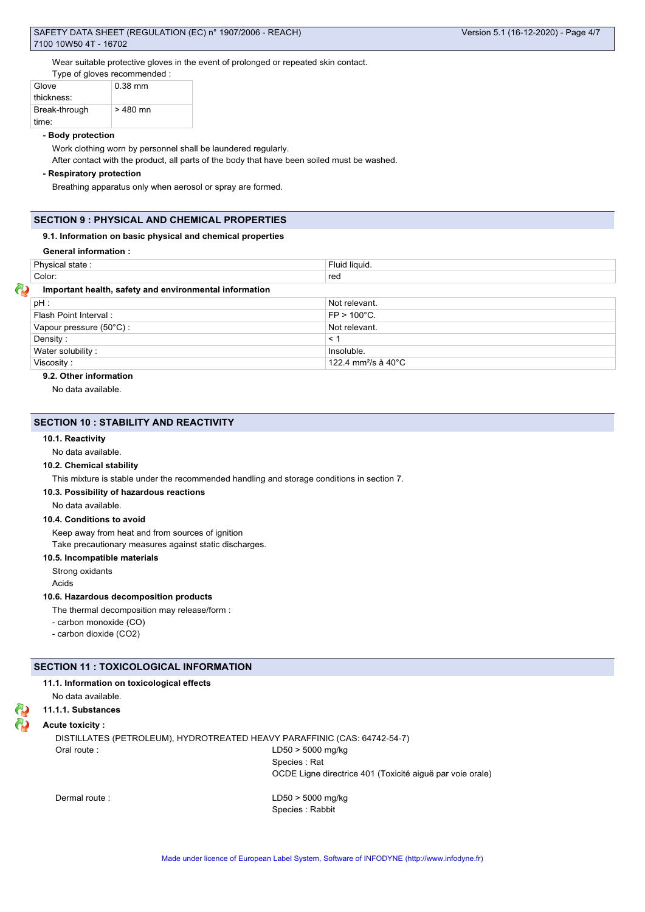Wear suitable protective gloves in the event of prolonged or repeated skin contact.

Type of gloves recommended :

| | |
|---|---|
| Glove thickness: | 0.38 mm |
| Break-through time: | > 480 mn |

**- Body protection**

Work clothing worn by personnel shall be laundered regularly.

After contact with the product, all parts of the body that have been soiled must be washed.

**- Respiratory protection**

Breathing apparatus only when aerosol or spray are formed.

## SECTION 9 : PHYSICAL AND CHEMICAL PROPERTIES

### 9.1. Information on basic physical and chemical properties

**General information :**

| | |
|---|---|
| Physical state : | Fluid liquid. |
| Color: | red |

**Important health, safety and environmental information**

| | |
|---|---|
| pH : | Not relevant. |
| Flash Point Interval : | FP > 100°C. |
| Vapour pressure (50°C) : | Not relevant. |
| Density : | < 1 |
| Water solubility : | Insoluble. |
| Viscosity : | 122.4 mm²/s à 40°C |

### 9.2. Other information

No data available.

## SECTION 10 : STABILITY AND REACTIVITY

### 10.1. Reactivity

No data available.

### 10.2. Chemical stability

This mixture is stable under the recommended handling and storage conditions in section 7.

### 10.3. Possibility of hazardous reactions

No data available.

### 10.4. Conditions to avoid

Keep away from heat and from sources of ignition

Take precautionary measures against static discharges.

### 10.5. Incompatible materials

Strong oxidants

Acids

### 10.6. Hazardous decomposition products

The thermal decomposition may release/form :

- carbon monoxide (CO)
- carbon dioxide ($CO_2$)

## SECTION 11 : TOXICOLOGICAL INFORMATION

### 11.1. Information on toxicological effects

No data available.

### 11.1.1. Substances

**Acute toxicity :**

DISTILLATES (PETROLEUM), HYDROTREATED HEAVY PARAFFINIC (CAS: 64742-54-7)

Oral route : LD50 > 5000 mg/kg
Species : Rat
OCDE Ligne directrice 401 (Toxicité aiguë par voie orale)

Dermal route : LD50 > 5000 mg/kg
Species : Rabbit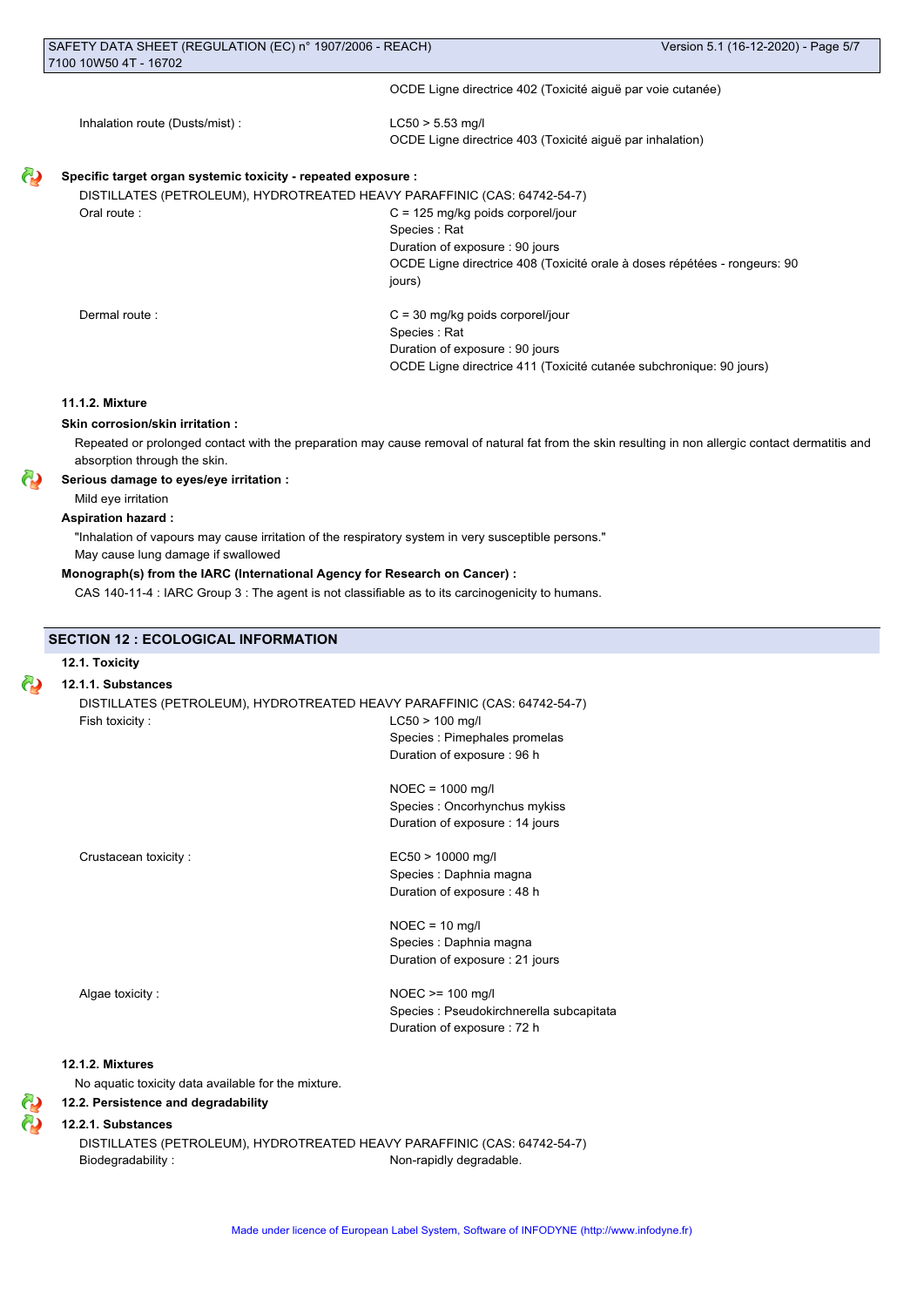OCDE Ligne directrice 402 (Toxicité aiguë par voie cutanée)

| | |
|---|---|
| Inhalation route (Dusts/mist) : | LC50 > 5.53 mg/l<br>OCDE Ligne directrice 403 (Toxicité aiguë par inhalation) |

**Specific target organ systemic toxicity - repeated exposure :**

DISTILLATES (PETROLEUM), HYDROTREATED HEAVY PARAFFINIC (CAS: 64742-54-7)

| | |
|---|---|
| Oral route : | C = 125 mg/kg poids corporel/jour<br>Species : Rat<br>Duration of exposure : 90 jours<br>OCDE Ligne directrice 408 (Toxicité orale à doses répétées - rongeurs: 90 jours) |
| Dermal route : | C = 30 mg/kg poids corporel/jour<br>Species : Rat<br>Duration of exposure : 90 jours<br>OCDE Ligne directrice 411 (Toxicité cutanée subchronique: 90 jours) |

**11.1.2. Mixture**

**Skin corrosion/skin irritation :**

Repeated or prolonged contact with the preparation may cause removal of natural fat from the skin resulting in non allergic contact dermatitis and absorption through the skin.

**Serious damage to eyes/eye irritation :**

Mild eye irritation

**Aspiration hazard :**

"Inhalation of vapours may cause irritation of the respiratory system in very susceptible persons."

May cause lung damage if swallowed

**Monograph(s) from the IARC (International Agency for Research on Cancer) :**

CAS 140-11-4 : IARC Group 3 : The agent is not classifiable as to its carcinogenicity to humans.

## SECTION 12 : ECOLOGICAL INFORMATION

**12.1. Toxicity**

**12.1.1. Substances**

DISTILLATES (PETROLEUM), HYDROTREATED HEAVY PARAFFINIC (CAS: 64742-54-7)

| | |
|---|---|
| Fish toxicity : | LC50 > 100 mg/l<br>Species : Pimephales promelas<br>Duration of exposure : 96 h |
| | NOEC = 1000 mg/l<br>Species : Oncorhynchus mykiss<br>Duration of exposure : 14 jours |
| Crustacean toxicity : | EC50 > 10000 mg/l<br>Species : Daphnia magna<br>Duration of exposure : 48 h |
| | NOEC = 10 mg/l<br>Species : Daphnia magna<br>Duration of exposure : 21 jours |
| Algae toxicity : | NOEC >= 100 mg/l<br>Species : Pseudokirchnerella subcapitata<br>Duration of exposure : 72 h |

**12.1.2. Mixtures**

No aquatic toxicity data available for the mixture.

**12.2. Persistence and degradability**

**12.2.1. Substances**

DISTILLATES (PETROLEUM), HYDROTREATED HEAVY PARAFFINIC (CAS: 64742-54-7)

| | |
|---|---|
| Biodegradability : | Non-rapidly degradable. |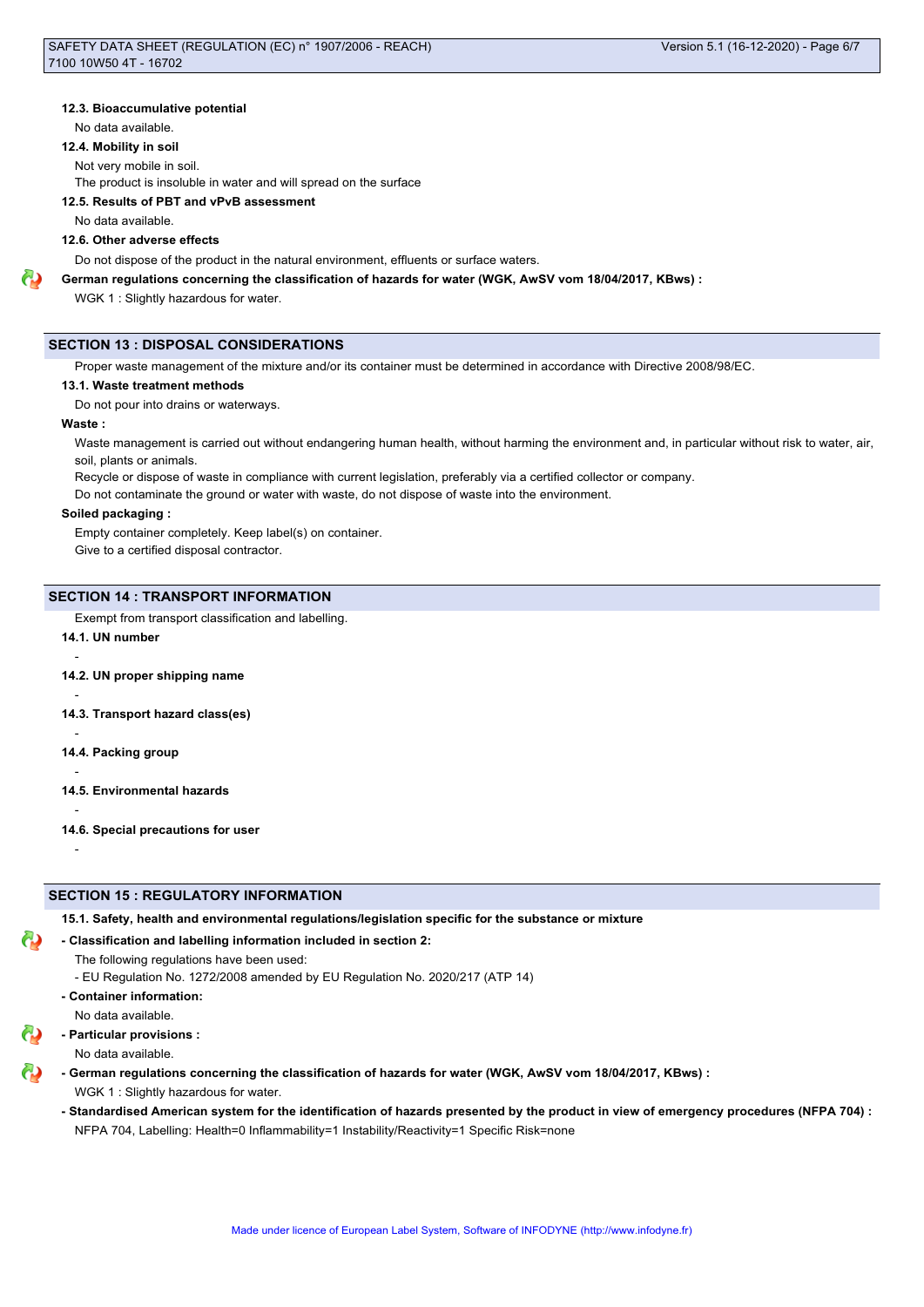### 12.3. Bioaccumulative potential

No data available.

### 12.4. Mobility in soil

Not very mobile in soil.

The product is insoluble in water and will spread on the surface

### 12.5. Results of PBT and vPvB assessment

No data available.

### 12.6. Other adverse effects

Do not dispose of the product in the natural environment, effluents or surface waters.

**German regulations concerning the classification of hazards for water (WGK, AwSV vom 18/04/2017, KBws) :**

WGK 1 : Slightly hazardous for water.

## SECTION 13 : DISPOSAL CONSIDERATIONS

Proper waste management of the mixture and/or its container must be determined in accordance with Directive 2008/98/EC.

### 13.1. Waste treatment methods

Do not pour into drains or waterways.

**Waste :**

Waste management is carried out without endangering human health, without harming the environment and, in particular without risk to water, air, soil, plants or animals.

Recycle or dispose of waste in compliance with current legislation, preferably via a certified collector or company.

Do not contaminate the ground or water with waste, do not dispose of waste into the environment.

**Soiled packaging :**

Empty container completely. Keep label(s) on container.

Give to a certified disposal contractor.

## SECTION 14 : TRANSPORT INFORMATION

Exempt from transport classification and labelling.

### 14.1. UN number

-

### 14.2. UN proper shipping name

-

### 14.3. Transport hazard class(es)

-

### 14.4. Packing group

-

### 14.5. Environmental hazards

-

### 14.6. Special precautions for user

-

## SECTION 15 : REGULATORY INFORMATION

### 15.1. Safety, health and environmental regulations/legislation specific for the substance or mixture

**- Classification and labelling information included in section 2:**

The following regulations have been used:

- EU Regulation No. 1272/2008 amended by EU Regulation No. 2020/217 (ATP 14)

**- Container information:**

No data available.

**- Particular provisions :**

No data available.

**- German regulations concerning the classification of hazards for water (WGK, AwSV vom 18/04/2017, KBws) :**

WGK 1 : Slightly hazardous for water.

**- Standardised American system for the identification of hazards presented by the product in view of emergency procedures (NFPA 704) :**

NFPA 704, Labelling: Health=0 Inflammability=1 Instability/Reactivity=1 Specific Risk=none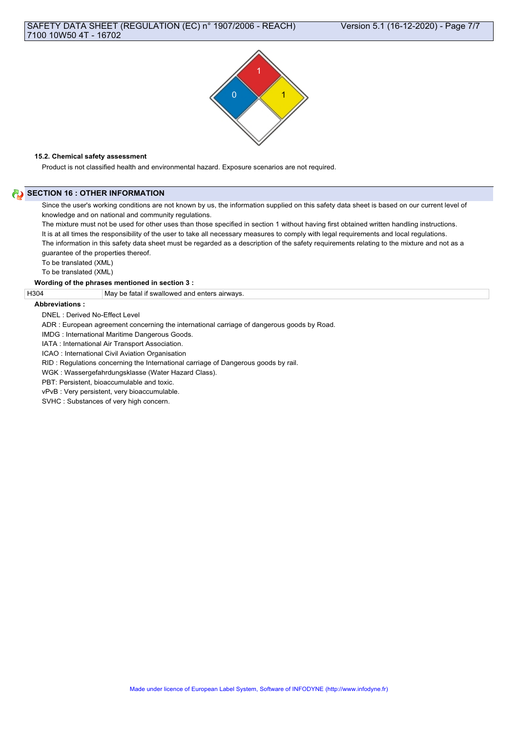### 15.2. Chemical safety assessment

Product is not classified health and environmental hazard. Exposure scenarios are not required.

## SECTION 16 : OTHER INFORMATION

Since the user's working conditions are not known by us, the information supplied on this safety data sheet is based on our current level of knowledge and on national and community regulations.

The mixture must not be used for other uses than those specified in section 1 without having first obtained written handling instructions.

It is at all times the responsibility of the user to take all necessary measures to comply with legal requirements and local regulations.

The information in this safety data sheet must be regarded as a description of the safety requirements relating to the mixture and not as a guarantee of the properties thereof.

To be translated (XML)

To be translated (XML)

**Wording of the phrases mentioned in section 3 :**

| | |
|---|---|
| H304 | May be fatal if swallowed and enters airways. |

**Abbreviations :**

DNEL : Derived No-Effect Level

ADR : European agreement concerning the international carriage of dangerous goods by Road.

IMDG : International Maritime Dangerous Goods.

IATA : International Air Transport Association.

ICAO : International Civil Aviation Organisation

RID : Regulations concerning the International carriage of Dangerous goods by rail.

WGK : Wassergefahrdungsklasse (Water Hazard Class).

PBT: Persistent, bioaccumulable and toxic.

vPvB : Very persistent, very bioaccumulable.

SVHC : Substances of very high concern.